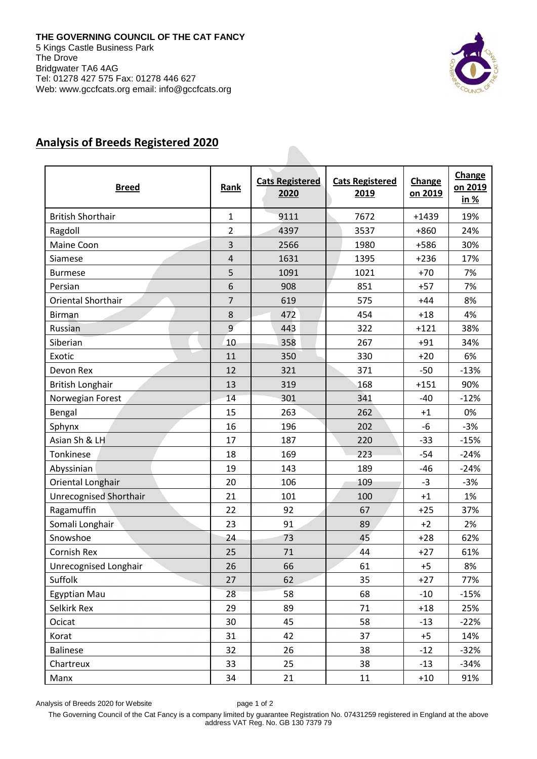THE GOVERNING COUNCIL OF THE CAT FANCY
5 Kings Castle Business Park
The Drove
Bridgwater TA6 4AG
Tel: 01278 427 575 Fax: 01278 446 627
Web: www.gccfcats.org email: info@gccfcats.org

## Analysis of Breeds Registered 2020

| Breed | Rank | Cats Registered 2020 | Cats Registered 2019 | Change on 2019 | Change on 2019 in % |
|---|---|---|---|---|---|
| British Shorthair | 1 | 9111 | 7672 | +1439 | 19% |
| Ragdoll | 2 | 4397 | 3537 | +860 | 24% |
| Maine Coon | 3 | 2566 | 1980 | +586 | 30% |
| Siamese | 4 | 1631 | 1395 | +236 | 17% |
| Burmese | 5 | 1091 | 1021 | +70 | 7% |
| Persian | 6 | 908 | 851 | +57 | 7% |
| Oriental Shorthair | 7 | 619 | 575 | +44 | 8% |
| Birman | 8 | 472 | 454 | +18 | 4% |
| Russian | 9 | 443 | 322 | +121 | 38% |
| Siberian | 10 | 358 | 267 | +91 | 34% |
| Exotic | 11 | 350 | 330 | +20 | 6% |
| Devon Rex | 12 | 321 | 371 | -50 | -13% |
| British Longhair | 13 | 319 | 168 | +151 | 90% |
| Norwegian Forest | 14 | 301 | 341 | -40 | -12% |
| Bengal | 15 | 263 | 262 | +1 | 0% |
| Sphynx | 16 | 196 | 202 | -6 | -3% |
| Asian Sh & LH | 17 | 187 | 220 | -33 | -15% |
| Tonkinese | 18 | 169 | 223 | -54 | -24% |
| Abyssinian | 19 | 143 | 189 | -46 | -24% |
| Oriental Longhair | 20 | 106 | 109 | -3 | -3% |
| Unrecognised Shorthair | 21 | 101 | 100 | +1 | 1% |
| Ragamuffin | 22 | 92 | 67 | +25 | 37% |
| Somali Longhair | 23 | 91 | 89 | +2 | 2% |
| Snowshoe | 24 | 73 | 45 | +28 | 62% |
| Cornish Rex | 25 | 71 | 44 | +27 | 61% |
| Unrecognised Longhair | 26 | 66 | 61 | +5 | 8% |
| Suffolk | 27 | 62 | 35 | +27 | 77% |
| Egyptian Mau | 28 | 58 | 68 | -10 | -15% |
| Selkirk Rex | 29 | 89 | 71 | +18 | 25% |
| Ocicat | 30 | 45 | 58 | -13 | -22% |
| Korat | 31 | 42 | 37 | +5 | 14% |
| Balinese | 32 | 26 | 38 | -12 | -32% |
| Chartreux | 33 | 25 | 38 | -13 | -34% |
| Manx | 34 | 21 | 11 | +10 | 91% |

The Governing Council of the Cat Fancy is a company limited by guarantee Registration No. 07431259 registered in England at the above address VAT Reg. No. GB 130 7379 79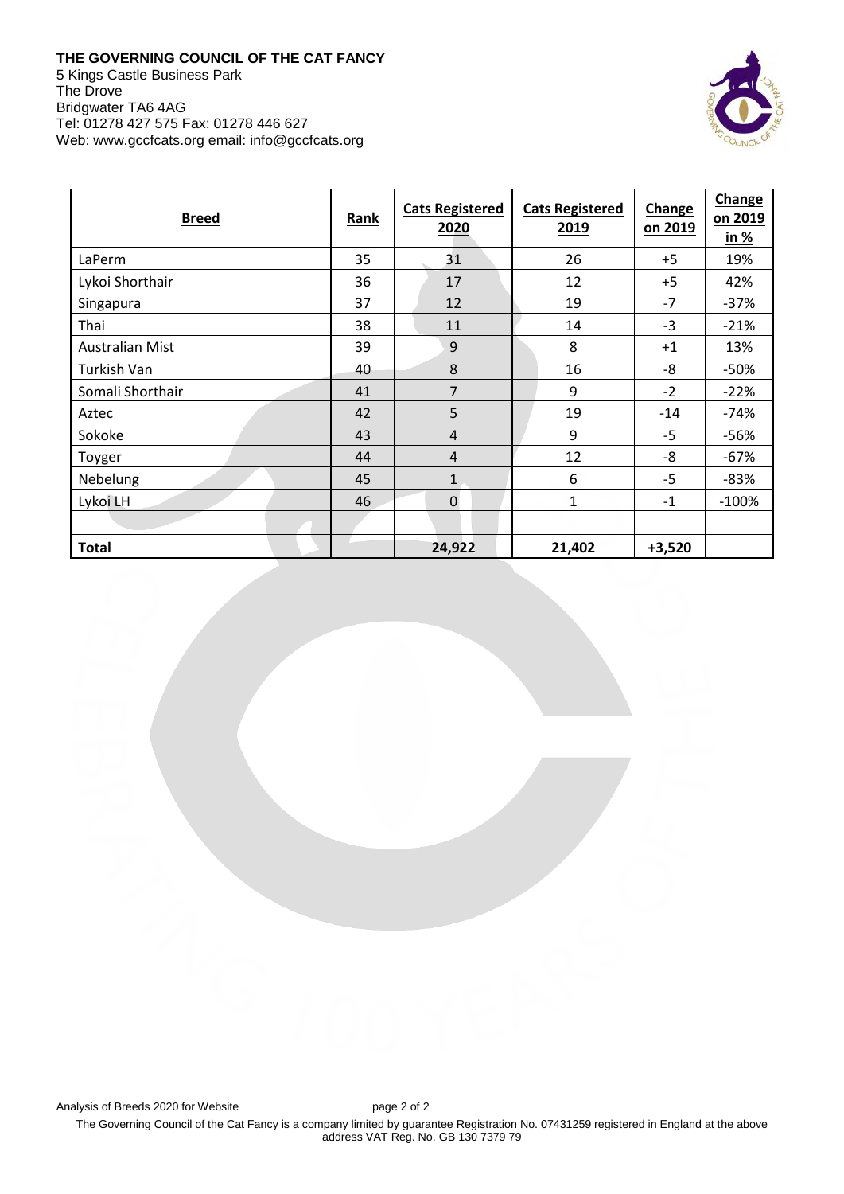**THE GOVERNING COUNCIL OF THE CAT FANCY**
5 Kings Castle Business Park
The Drove
Bridgwater TA6 4AG
Tel: 01278 427 575 Fax: 01278 446 627
Web: www.gccfcats.org email: info@gccfcats.org

| Breed | Rank | Cats Registered 2020 | Cats Registered 2019 | Change on 2019 | Change on 2019 in % |
|---|---|---|---|---|---|
| LaPerm | 35 | 31 | 26 | +5 | 19% |
| Lykoi Shorthair | 36 | 17 | 12 | +5 | 42% |
| Singapura | 37 | 12 | 19 | -7 | -37% |
| Thai | 38 | 11 | 14 | -3 | -21% |
| Australian Mist | 39 | 9 | 8 | +1 | 13% |
| Turkish Van | 40 | 8 | 16 | -8 | -50% |
| Somali Shorthair | 41 | 7 | 9 | -2 | -22% |
| Aztec | 42 | 5 | 19 | -14 | -74% |
| Sokoke | 43 | 4 | 9 | -5 | -56% |
| Toyger | 44 | 4 | 12 | -8 | -67% |
| Nebelung | 45 | 1 | 6 | -5 | -83% |
| Lykoi LH | 46 | 0 | 1 | -1 | -100% |
| | | | | | |
| **Total** | | **24,922** | **21,402** | **+3,520** | |

Analysis of Breeds 2020 for Website

The Governing Council of the Cat Fancy is a company limited by guarantee Registration No. 07431259 registered in England at the above address VAT Reg. No. GB 130 7379 79